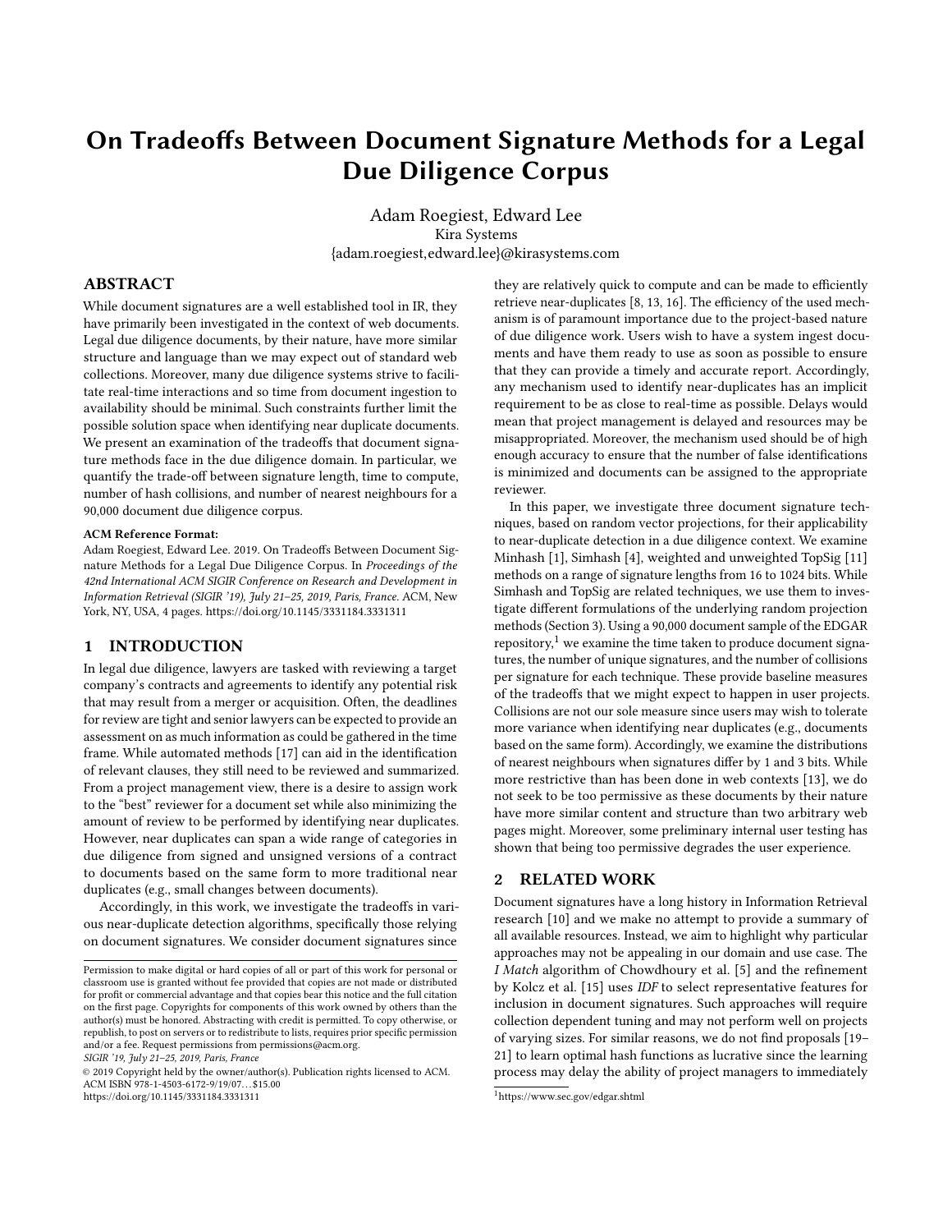# On Tradeoffs Between Document Signature Methods for a Legal Due Diligence Corpus

Adam Roegiest, Edward Lee
Kira Systems
{adam.roegiest,edward.lee}@kirasystems.com

## ABSTRACT

While document signatures are a well established tool in IR, they have primarily been investigated in the context of web documents. Legal due diligence documents, by their nature, have more similar structure and language than we may expect out of standard web collections. Moreover, many due diligence systems strive to facilitate real-time interactions and so time from document ingestion to availability should be minimal. Such constraints further limit the possible solution space when identifying near duplicate documents. We present an examination of the tradeoffs that document signature methods face in the due diligence domain. In particular, we quantify the trade-off between signature length, time to compute, number of hash collisions, and number of nearest neighbours for a 90,000 document due diligence corpus.

**ACM Reference Format:**
Adam Roegiest, Edward Lee. 2019. On Tradeoffs Between Document Signature Methods for a Legal Due Diligence Corpus. In *Proceedings of the 42nd International ACM SIGIR Conference on Research and Development in Information Retrieval (SIGIR '19), July 21–25, 2019, Paris, France.* ACM, New York, NY, USA, 4 pages. https://doi.org/10.1145/3331184.3331311

## 1 INTRODUCTION

In legal due diligence, lawyers are tasked with reviewing a target company's contracts and agreements to identify any potential risk that may result from a merger or acquisition. Often, the deadlines for review are tight and senior lawyers can be expected to provide an assessment on as much information as could be gathered in the time frame. While automated methods [17] can aid in the identification of relevant clauses, they still need to be reviewed and summarized. From a project management view, there is a desire to assign work to the "best" reviewer for a document set while also minimizing the amount of review to be performed by identifying near duplicates. However, near duplicates can span a wide range of categories in due diligence from signed and unsigned versions of a contract to documents based on the same form to more traditional near duplicates (e.g., small changes between documents).

Accordingly, in this work, we investigate the tradeoffs in various near-duplicate detection algorithms, specifically those relying on document signatures. We consider document signatures since they are relatively quick to compute and can be made to efficiently retrieve near-duplicates [8, 13, 16]. The efficiency of the used mechanism is of paramount importance due to the project-based nature of due diligence work. Users wish to have a system ingest documents and have them ready to use as soon as possible to ensure that they can provide a timely and accurate report. Accordingly, any mechanism used to identify near-duplicates has an implicit requirement to be as close to real-time as possible. Delays would mean that project management is delayed and resources may be misappropriated. Moreover, the mechanism used should be of high enough accuracy to ensure that the number of false identifications is minimized and documents can be assigned to the appropriate reviewer.

In this paper, we investigate three document signature techniques, based on random vector projections, for their applicability to near-duplicate detection in a due diligence context. We examine Minhash [1], Simhash [4], weighted and unweighted TopSig [11] methods on a range of signature lengths from 16 to 1024 bits. While Simhash and TopSig are related techniques, we use them to investigate different formulations of the underlying random projection methods (Section 3). Using a 90,000 document sample of the EDGAR repository,[1] we examine the time taken to produce document signatures, the number of unique signatures, and the number of collisions per signature for each technique. These provide baseline measures of the tradeoffs that we might expect to happen in user projects. Collisions are not our sole measure since users may wish to tolerate more variance when identifying near duplicates (e.g., documents based on the same form). Accordingly, we examine the distributions of nearest neighbours when signatures differ by 1 and 3 bits. While more restrictive than has been done in web contexts [13], we do not seek to be too permissive as these documents by their nature have more similar content and structure than two arbitrary web pages might. Moreover, some preliminary internal user testing has shown that being too permissive degrades the user experience.

## 2 RELATED WORK

Document signatures have a long history in Information Retrieval research [10] and we make no attempt to provide a summary of all available resources. Instead, we aim to highlight why particular approaches may not be appealing in our domain and use case. The *I Match* algorithm of Chowdhoury et al. [5] and the refinement by Kolcz et al. [15] uses *IDF* to select representative features for inclusion in document signatures. Such approaches will require collection dependent tuning and may not perform well on projects of varying sizes. For similar reasons, we do not find proposals [19–21] to learn optimal hash functions as lucrative since the learning process may delay the ability of project managers to immediately

[1] https://www.sec.gov/edgar.shtml

Permission to make digital or hard copies of all or part of this work for personal or classroom use is granted without fee provided that copies are not made or distributed for profit or commercial advantage and that copies bear this notice and the full citation on the first page. Copyrights for components of this work owned by others than the author(s) must be honored. Abstracting with credit is permitted. To copy otherwise, or republish, to post on servers or to redistribute to lists, requires prior specific permission and/or a fee. Request permissions from permissions@acm.org.
*SIGIR '19, July 21–25, 2019, Paris, France*
© 2019 Copyright held by the owner/author(s). Publication rights licensed to ACM.
ACM ISBN 978-1-4503-6172-9/19/07...$15.00
https://doi.org/10.1145/3331184.3331311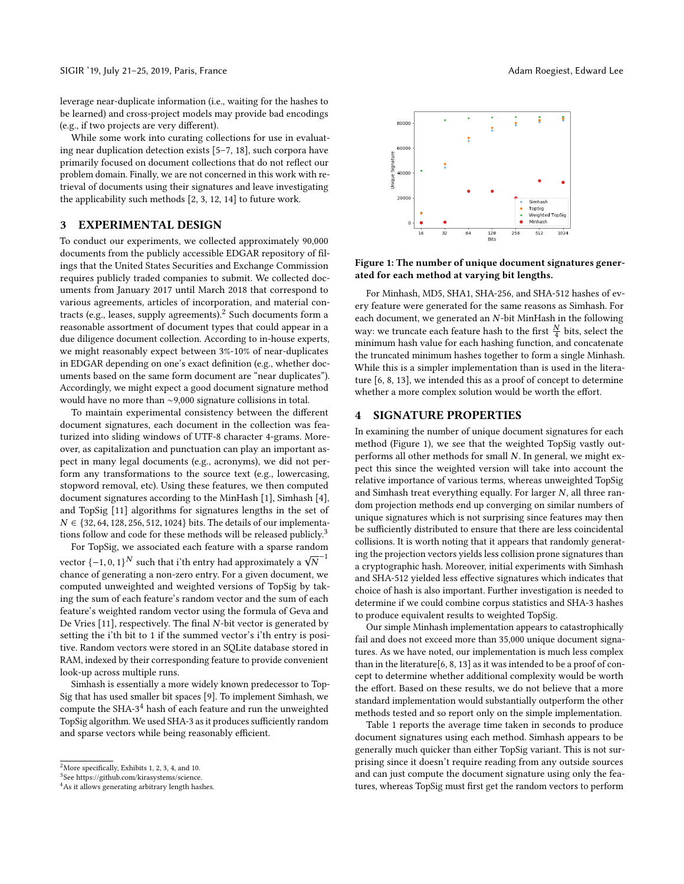leverage near-duplicate information (i.e., waiting for the hashes to be learned) and cross-project models may provide bad encodings (e.g., if two projects are very different).

While some work into curating collections for use in evaluating near duplication detection exists [5–7, 18], such corpora have primarily focused on document collections that do not reflect our problem domain. Finally, we are not concerned in this work with retrieval of documents using their signatures and leave investigating the applicability such methods [2, 3, 12, 14] to future work.

## 3 EXPERIMENTAL DESIGN

To conduct our experiments, we collected approximately 90,000 documents from the publicly accessible EDGAR repository of filings that the United States Securities and Exchange Commission requires publicly traded companies to submit. We collected documents from January 2017 until March 2018 that correspond to various agreements, articles of incorporation, and material contracts (e.g., leases, supply agreements).[2] Such documents form a reasonable assortment of document types that could appear in a due diligence document collection. According to in-house experts, we might reasonably expect between 3%-10% of near-duplicates in EDGAR depending on one's exact definition (e.g., whether documents based on the same form document are "near duplicates"). Accordingly, we might expect a good document signature method would have no more than ~9,000 signature collisions in total.

To maintain experimental consistency between the different document signatures, each document in the collection was featurized into sliding windows of UTF-8 character 4-grams. Moreover, as capitalization and punctuation can play an important aspect in many legal documents (e.g., acronyms), we did not perform any transformations to the source text (e.g., lowercasing, stopword removal, etc). Using these features, we then computed document signatures according to the MinHash [1], Simhash [4], and TopSig [11] algorithms for signatures lengths in the set of $N \in \{32, 64, 128, 256, 512, 1024\}$ bits. The details of our implementations follow and code for these methods will be released publicly.[3]

For TopSig, we associated each feature with a sparse random vector $\{-1, 0, 1\}^N$ such that i'th entry had approximately a $\sqrt{N}^{-1}$ chance of generating a non-zero entry. For a given document, we computed unweighted and weighted versions of TopSig by taking the sum of each feature's random vector and the sum of each feature's weighted random vector using the formula of Geva and De Vries [11], respectively. The final $N$-bit vector is generated by setting the i'th bit to 1 if the summed vector's i'th entry is positive. Random vectors were stored in an SQLite database stored in RAM, indexed by their corresponding feature to provide convenient look-up across multiple runs.

Simhash is essentially a more widely known predecessor to TopSig that has used smaller bit spaces [9]. To implement Simhash, we compute the SHA-3[4] hash of each feature and run the unweighted TopSig algorithm. We used SHA-3 as it produces sufficiently random and sparse vectors while being reasonably efficient.

[2] More specifically, Exhibits 1, 2, 3, 4, and 10.

[3] See https://github.com/kirasystems/science.

[4] As it allows generating arbitrary length hashes.

**Figure 1: The number of unique document signatures generated for each method at varying bit lengths.**

For Minhash, MD5, SHA1, SHA-256, and SHA-512 hashes of every feature were generated for the same reasons as Simhash. For each document, we generated an $N$-bit MinHash in the following way: we truncate each feature hash to the first $\frac{N}{4}$ bits, select the minimum hash value for each hashing function, and concatenate the truncated minimum hashes together to form a single Minhash. While this is a simpler implementation than is used in the literature [6, 8, 13], we intended this as a proof of concept to determine whether a more complex solution would be worth the effort.

## 4 SIGNATURE PROPERTIES

In examining the number of unique document signatures for each method (Figure 1), we see that the weighted TopSig vastly outperforms all other methods for small $N$. In general, we might expect this since the weighted version will take into account the relative importance of various terms, whereas unweighted TopSig and Simhash treat everything equally. For larger $N$, all three random projection methods end up converging on similar numbers of unique signatures which is not surprising since features may then be sufficiently distributed to ensure that there are less coincidental collisions. It is worth noting that it appears that randomly generating the projection vectors yields less collision prone signatures than a cryptographic hash. Moreover, initial experiments with Simhash and SHA-512 yielded less effective signatures which indicates that choice of hash is also important. Further investigation is needed to determine if we could combine corpus statistics and SHA-3 hashes to produce equivalent results to weighted TopSig.

Our simple Minhash implementation appears to catastrophically fail and does not exceed more than 35,000 unique document signatures. As we have noted, our implementation is much less complex than in the literature[6, 8, 13] as it was intended to be a proof of concept to determine whether additional complexity would be worth the effort. Based on these results, we do not believe that a more standard implementation would substantially outperform the other methods tested and so report only on the simple implementation.

Table 1 reports the average time taken in seconds to produce document signatures using each method. Simhash appears to be generally much quicker than either TopSig variant. This is not surprising since it doesn't require reading from any outside sources and can just compute the document signature using only the features, whereas TopSig must first get the random vectors to perform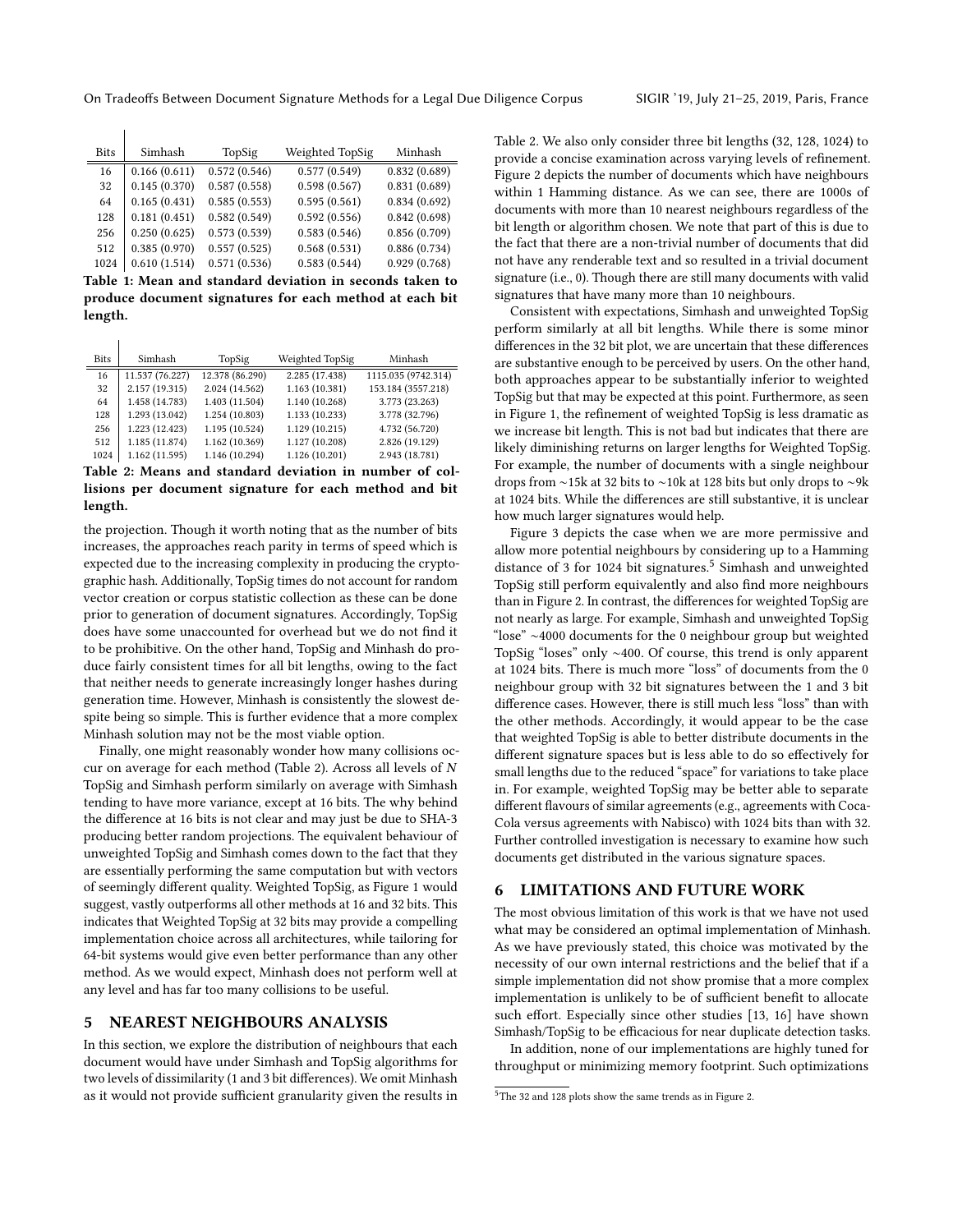| Bits | Simhash | TopSig | Weighted TopSig | Minhash |
|---|---|---|---|---|
| 16 | 0.166 (0.611) | 0.572 (0.546) | 0.577 (0.549) | 0.832 (0.689) |
| 32 | 0.145 (0.370) | 0.587 (0.558) | 0.598 (0.567) | 0.831 (0.689) |
| 64 | 0.165 (0.431) | 0.585 (0.553) | 0.595 (0.561) | 0.834 (0.692) |
| 128 | 0.181 (0.451) | 0.582 (0.549) | 0.592 (0.556) | 0.842 (0.698) |
| 256 | 0.250 (0.625) | 0.573 (0.539) | 0.583 (0.546) | 0.856 (0.709) |
| 512 | 0.385 (0.970) | 0.557 (0.525) | 0.568 (0.531) | 0.886 (0.734) |
| 1024 | 0.610 (1.514) | 0.571 (0.536) | 0.583 (0.544) | 0.929 (0.768) |

**Table 1: Mean and standard deviation in seconds taken to produce document signatures for each method at each bit length.**

| Bits | Simhash | TopSig | Weighted TopSig | Minhash |
|---|---|---|---|---|
| 16 | 11.537 (76.227) | 12.378 (86.290) | 2.285 (17.438) | 1115.035 (9742.314) |
| 32 | 2.157 (19.315) | 2.024 (14.562) | 1.163 (10.381) | 153.184 (3557.218) |
| 64 | 1.458 (14.783) | 1.403 (11.504) | 1.140 (10.268) | 3.773 (23.263) |
| 128 | 1.293 (13.042) | 1.254 (10.803) | 1.133 (10.233) | 3.778 (32.796) |
| 256 | 1.223 (12.423) | 1.195 (10.524) | 1.129 (10.215) | 4.732 (56.720) |
| 512 | 1.185 (11.874) | 1.162 (10.369) | 1.127 (10.208) | 2.826 (19.129) |
| 1024 | 1.162 (11.595) | 1.146 (10.294) | 1.126 (10.201) | 2.943 (18.781) |

**Table 2: Means and standard deviation in number of collisions per document signature for each method and bit length.**

the projection. Though it worth noting that as the number of bits increases, the approaches reach parity in terms of speed which is expected due to the increasing complexity in producing the cryptographic hash. Additionally, TopSig times do not account for random vector creation or corpus statistic collection as these can be done prior to generation of document signatures. Accordingly, TopSig does have some unaccounted for overhead but we do not find it to be prohibitive. On the other hand, TopSig and Minhash do produce fairly consistent times for all bit lengths, owing to the fact that neither needs to generate increasingly longer hashes during generation time. However, Minhash is consistently the slowest despite being so simple. This is further evidence that a more complex Minhash solution may not be the most viable option.

Finally, one might reasonably wonder how many collisions occur on average for each method (Table 2). Across all levels of $N$ TopSig and Simhash perform similarly on average with Simhash tending to have more variance, except at 16 bits. The why behind the difference at 16 bits is not clear and may just be due to SHA-3 producing better random projections. The equivalent behaviour of unweighted TopSig and Simhash comes down to the fact that they are essentially performing the same computation but with vectors of seemingly different quality. Weighted TopSig, as Figure 1 would suggest, vastly outperforms all other methods at 16 and 32 bits. This indicates that Weighted TopSig at 32 bits may provide a compelling implementation choice across all architectures, while tailoring for 64-bit systems would give even better performance than any other method. As we would expect, Minhash does not perform well at any level and has far too many collisions to be useful.

## 5 NEAREST NEIGHBOURS ANALYSIS

In this section, we explore the distribution of neighbours that each document would have under Simhash and TopSig algorithms for two levels of dissimilarity (1 and 3 bit differences). We omit Minhash as it would not provide sufficient granularity given the results in Table 2. We also only consider three bit lengths (32, 128, 1024) to provide a concise examination across varying levels of refinement. Figure 2 depicts the number of documents which have neighbours within 1 Hamming distance. As we can see, there are 1000s of documents with more than 10 nearest neighbours regardless of the bit length or algorithm chosen. We note that part of this is due to the fact that there are a non-trivial number of documents that did not have any renderable text and so resulted in a trivial document signature (i.e., 0). Though there are still many documents with valid signatures that have many more than 10 neighbours.

Consistent with expectations, Simhash and unweighted TopSig perform similarly at all bit lengths. While there is some minor differences in the 32 bit plot, we are uncertain that these differences are substantive enough to be perceived by users. On the other hand, both approaches appear to be substantially inferior to weighted TopSig but that may be expected at this point. Furthermore, as seen in Figure 1, the refinement of weighted TopSig is less dramatic as we increase bit length. This is not bad but indicates that there are likely diminishing returns on larger lengths for Weighted TopSig. For example, the number of documents with a single neighbour drops from ∼15k at 32 bits to ∼10k at 128 bits but only drops to ∼9k at 1024 bits. While the differences are still substantive, it is unclear how much larger signatures would help.

Figure 3 depicts the case when we are more permissive and allow more potential neighbours by considering up to a Hamming distance of 3 for 1024 bit signatures.[5] Simhash and unweighted TopSig still perform equivalently and also find more neighbours than in Figure 2. In contrast, the differences for weighted TopSig are not nearly as large. For example, Simhash and unweighted TopSig "lose" ∼4000 documents for the 0 neighbour group but weighted TopSig "loses" only ∼400. Of course, this trend is only apparent at 1024 bits. There is much more "loss" of documents from the 0 neighbour group with 32 bit signatures between the 1 and 3 bit difference cases. However, there is still much less "loss" than with the other methods. Accordingly, it would appear to be the case that weighted TopSig is able to better distribute documents in the different signature spaces but is less able to do so effectively for small lengths due to the reduced "space" for variations to take place in. For example, weighted TopSig may be better able to separate different flavours of similar agreements (e.g., agreements with Coca-Cola versus agreements with Nabisco) with 1024 bits than with 32. Further controlled investigation is necessary to examine how such documents get distributed in the various signature spaces.

## 6 LIMITATIONS AND FUTURE WORK

The most obvious limitation of this work is that we have not used what may be considered an optimal implementation of Minhash. As we have previously stated, this choice was motivated by the necessity of our own internal restrictions and the belief that if a simple implementation did not show promise that a more complex implementation is unlikely to be of sufficient benefit to allocate such effort. Especially since other studies [13, 16] have shown Simhash/TopSig to be efficacious for near duplicate detection tasks.

In addition, none of our implementations are highly tuned for throughput or minimizing memory footprint. Such optimizations

[5] The 32 and 128 plots show the same trends as in Figure 2.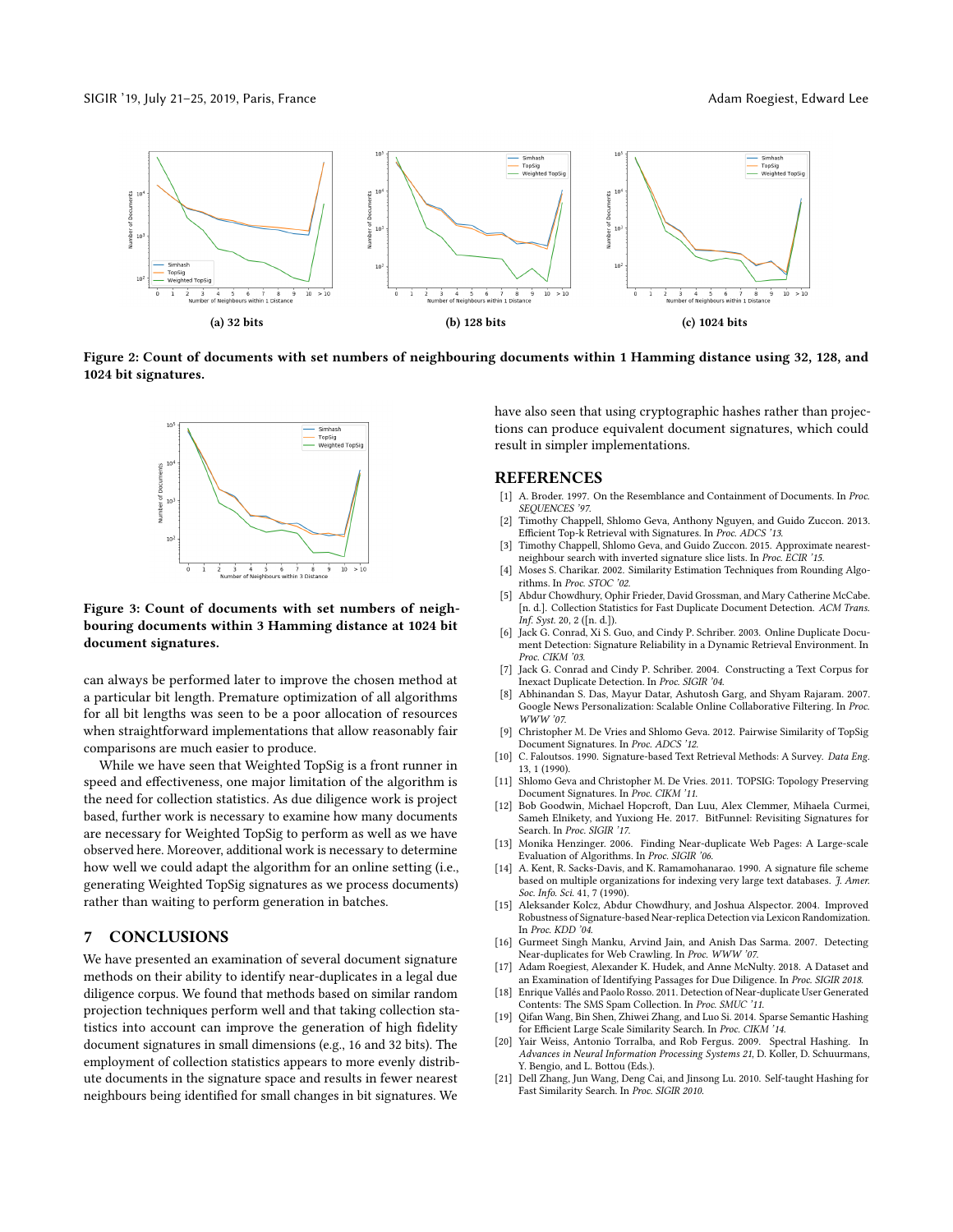Simhash
TopSig
Weighted TopSig

Number of Documents

Number of Neighbours within 1 Distance

0 1 2 3 4 5 6 7 8 9 10 > 10

**(a) 32 bits**

Simhash
TopSig
Weighted TopSig

Number of Documents

Number of Neighbours within 1 Distance

0 1 2 3 4 5 6 7 8 9 10 > 10

**(b) 128 bits**

Simhash
TopSig
Weighted TopSig

Number of Documents

Number of Neighbours within 1 Distance

0 1 2 3 4 5 6 7 8 9 10 > 10

**(c) 1024 bits**

**Figure 2: Count of documents with set numbers of neighbouring documents within 1 Hamming distance using 32, 128, and 1024 bit signatures.**

Simhash
TopSig
Weighted TopSig

Number of Documents

Number of Neighbours within 3 Distance

0 1 2 3 4 5 6 7 8 9 10 > 10

**Figure 3: Count of documents with set numbers of neighbouring documents within 3 Hamming distance at 1024 bit document signatures.**

can always be performed later to improve the chosen method at a particular bit length. Premature optimization of all algorithms for all bit lengths was seen to be a poor allocation of resources when straightforward implementations that allow reasonably fair comparisons are much easier to produce.

While we have seen that Weighted TopSig is a front runner in speed and effectiveness, one major limitation of the algorithm is the need for collection statistics. As due diligence work is project based, further work is necessary to examine how many documents are necessary for Weighted TopSig to perform as well as we have observed here. Moreover, additional work is necessary to determine how well we could adapt the algorithm for an online setting (i.e., generating Weighted TopSig signatures as we process documents) rather than waiting to perform generation in batches.

## 7 CONCLUSIONS

We have presented an examination of several document signature methods on their ability to identify near-duplicates in a legal due diligence corpus. We found that methods based on similar random projection techniques perform well and that taking collection statistics into account can improve the generation of high fidelity document signatures in small dimensions (e.g., 16 and 32 bits). The employment of collection statistics appears to more evenly distribute documents in the signature space and results in fewer nearest neighbours being identified for small changes in bit signatures. We have also seen that using cryptographic hashes rather than projections can produce equivalent document signatures, which could result in simpler implementations.

## REFERENCES

[1] A. Broder. 1997. On the Resemblance and Containment of Documents. In *Proc. SEQUENCES '97*.

[2] Timothy Chappell, Shlomo Geva, Anthony Nguyen, and Guido Zuccon. 2013. Efficient Top-k Retrieval with Signatures. In *Proc. ADCS '13*.

[3] Timothy Chappell, Shlomo Geva, and Guido Zuccon. 2015. Approximate nearest-neighbour search with inverted signature slice lists. In *Proc. ECIR '15*.

[4] Moses S. Charikar. 2002. Similarity Estimation Techniques from Rounding Algorithms. In *Proc. STOC '02*.

[5] Abdur Chowdhury, Ophir Frieder, David Grossman, and Mary Catherine McCabe. [n. d.]. Collection Statistics for Fast Duplicate Document Detection. *ACM Trans. Inf. Syst.* 20, 2 ([n. d.]).

[6] Jack G. Conrad, Xi S. Guo, and Cindy P. Schriber. 2003. Online Duplicate Document Detection: Signature Reliability in a Dynamic Retrieval Environment. In *Proc. CIKM '03*.

[7] Jack G. Conrad and Cindy P. Schriber. 2004. Constructing a Text Corpus for Inexact Duplicate Detection. In *Proc. SIGIR '04*.

[8] Abhinandan S. Das, Mayur Datar, Ashutosh Garg, and Shyam Rajaram. 2007. Google News Personalization: Scalable Online Collaborative Filtering. In *Proc. WWW '07*.

[9] Christopher M. De Vries and Shlomo Geva. 2012. Pairwise Similarity of TopSig Document Signatures. In *Proc. ADCS '12*.

[10] C. Faloutsos. 1990. Signature-based Text Retrieval Methods: A Survey. *Data Eng.* 13, 1 (1990).

[11] Shlomo Geva and Christopher M. De Vries. 2011. TOPSIG: Topology Preserving Document Signatures. In *Proc. CIKM '11*.

[12] Bob Goodwin, Michael Hopcroft, Dan Luu, Alex Clemmer, Mihaela Curmei, Sameh Elnikety, and Yuxiong He. 2017. BitFunnel: Revisiting Signatures for Search. In *Proc. SIGIR '17*.

[13] Monika Henzinger. 2006. Finding Near-duplicate Web Pages: A Large-scale Evaluation of Algorithms. In *Proc. SIGIR '06*.

[14] A. Kent, R. Sacks-Davis, and K. Ramamohanarao. 1990. A signature file scheme based on multiple organizations for indexing very large text databases. *J. Amer. Soc. Info. Sci.* 41, 7 (1990).

[15] Aleksander Kolcz, Abdur Chowdhury, and Joshua Alspector. 2004. Improved Robustness of Signature-based Near-replica Detection via Lexicon Randomization. In *Proc. KDD '04*.

[16] Gurmeet Singh Manku, Arvind Jain, and Anish Das Sarma. 2007. Detecting Near-duplicates for Web Crawling. In *Proc. WWW '07*.

[17] Adam Roegiest, Alexander K. Hudek, and Anne McNulty. 2018. A Dataset and an Examination of Identifying Passages for Due Diligence. In *Proc. SIGIR 2018*.

[18] Enrique Vallés and Paolo Rosso. 2011. Detection of Near-duplicate User Generated Contents: The SMS Spam Collection. In *Proc. SMUC '11*.

[19] Qifan Wang, Bin Shen, Zhiwei Zhang, and Luo Si. 2014. Sparse Semantic Hashing for Efficient Large Scale Similarity Search. In *Proc. CIKM '14*.

[20] Yair Weiss, Antonio Torralba, and Rob Fergus. 2009. Spectral Hashing. In *Advances in Neural Information Processing Systems 21*, D. Koller, D. Schuurmans, Y. Bengio, and L. Bottou (Eds.).

[21] Dell Zhang, Jun Wang, Deng Cai, and Jinsong Lu. 2010. Self-taught Hashing for Fast Similarity Search. In *Proc. SIGIR 2010*.